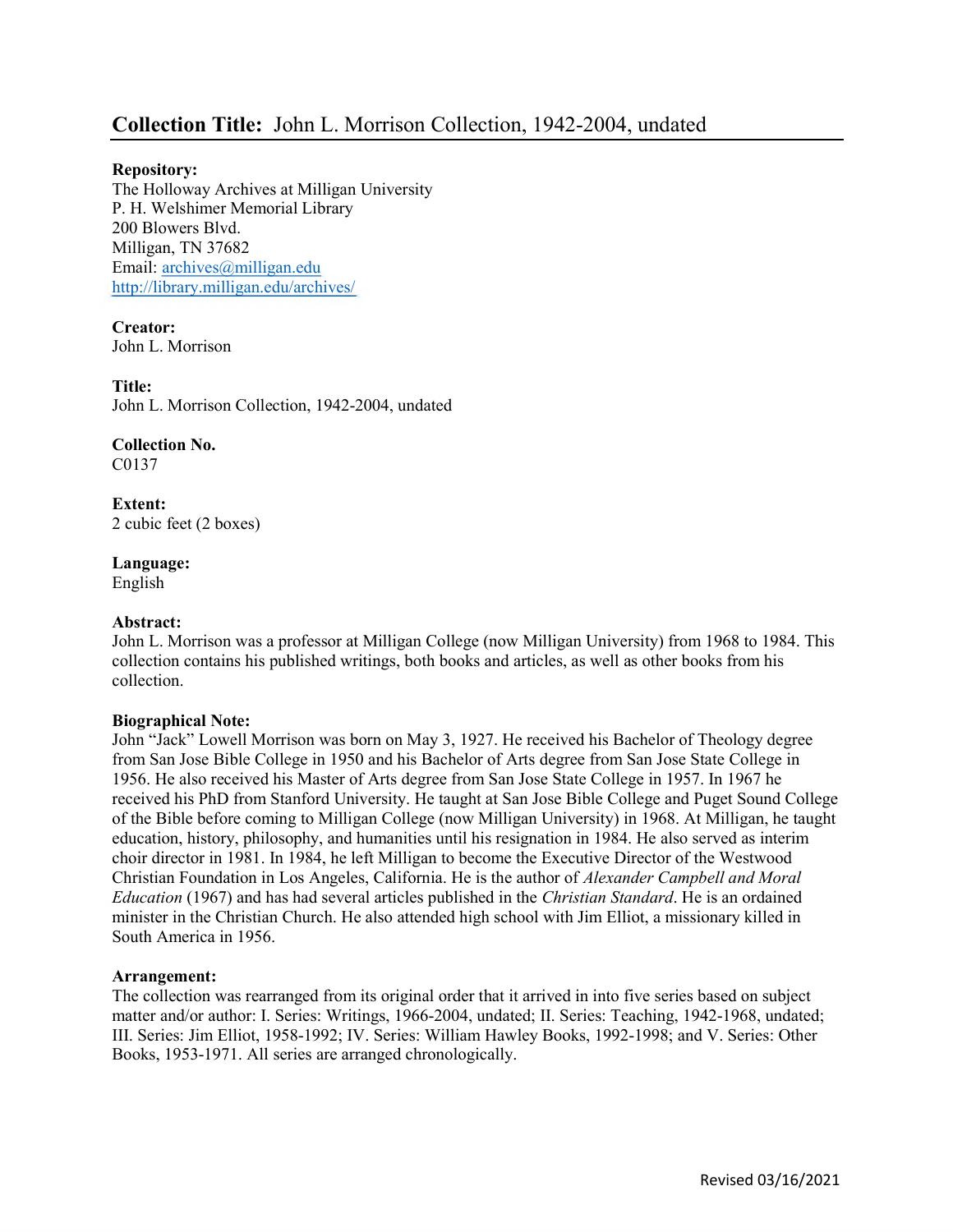# Collection Title: John L. Morrison Collection, 1942-2004, undated

**Repository:**
The Holloway Archives at Milligan University
P. H. Welshimer Memorial Library
200 Blowers Blvd.
Milligan, TN 37682
Email: archives@milligan.edu
http://library.milligan.edu/archives/

**Creator:**
John L. Morrison

**Title:**
John L. Morrison Collection, 1942-2004, undated

**Collection No.**
C0137

**Extent:**
2 cubic feet (2 boxes)

**Language:**
English

**Abstract:**
John L. Morrison was a professor at Milligan College (now Milligan University) from 1968 to 1984. This collection contains his published writings, both books and articles, as well as other books from his collection.

**Biographical Note:**
John "Jack" Lowell Morrison was born on May 3, 1927. He received his Bachelor of Theology degree from San Jose Bible College in 1950 and his Bachelor of Arts degree from San Jose State College in 1956. He also received his Master of Arts degree from San Jose State College in 1957. In 1967 he received his PhD from Stanford University. He taught at San Jose Bible College and Puget Sound College of the Bible before coming to Milligan College (now Milligan University) in 1968. At Milligan, he taught education, history, philosophy, and humanities until his resignation in 1984. He also served as interim choir director in 1981. In 1984, he left Milligan to become the Executive Director of the Westwood Christian Foundation in Los Angeles, California. He is the author of *Alexander Campbell and Moral Education* (1967) and has had several articles published in the *Christian Standard*. He is an ordained minister in the Christian Church. He also attended high school with Jim Elliot, a missionary killed in South America in 1956.

**Arrangement:**
The collection was rearranged from its original order that it arrived in into five series based on subject matter and/or author: I. Series: Writings, 1966-2004, undated; II. Series: Teaching, 1942-1968, undated; III. Series: Jim Elliot, 1958-1992; IV. Series: William Hawley Books, 1992-1998; and V. Series: Other Books, 1953-1971. All series are arranged chronologically.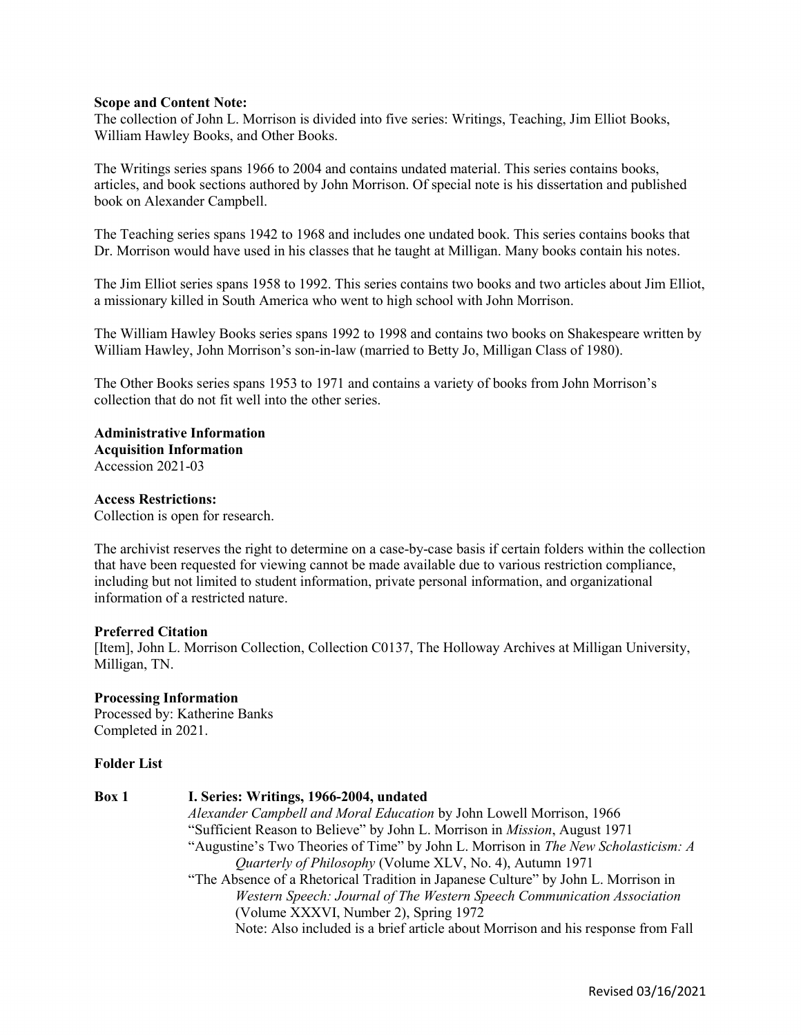**Scope and Content Note:**
The collection of John L. Morrison is divided into five series: Writings, Teaching, Jim Elliot Books, William Hawley Books, and Other Books.

The Writings series spans 1966 to 2004 and contains undated material. This series contains books, articles, and book sections authored by John Morrison. Of special note is his dissertation and published book on Alexander Campbell.

The Teaching series spans 1942 to 1968 and includes one undated book. This series contains books that Dr. Morrison would have used in his classes that he taught at Milligan. Many books contain his notes.

The Jim Elliot series spans 1958 to 1992. This series contains two books and two articles about Jim Elliot, a missionary killed in South America who went to high school with John Morrison.

The William Hawley Books series spans 1992 to 1998 and contains two books on Shakespeare written by William Hawley, John Morrison's son-in-law (married to Betty Jo, Milligan Class of 1980).

The Other Books series spans 1953 to 1971 and contains a variety of books from John Morrison's collection that do not fit well into the other series.

**Administrative Information**
**Acquisition Information**
Accession 2021-03

**Access Restrictions:**
Collection is open for research.

The archivist reserves the right to determine on a case-by-case basis if certain folders within the collection that have been requested for viewing cannot be made available due to various restriction compliance, including but not limited to student information, private personal information, and organizational information of a restricted nature.

**Preferred Citation**
[Item], John L. Morrison Collection, Collection C0137, The Holloway Archives at Milligan University, Milligan, TN.

**Processing Information**
Processed by: Katherine Banks
Completed in 2021.

**Folder List**

**Box 1** **I. Series: Writings, 1966-2004, undated**

*Alexander Campbell and Moral Education* by John Lowell Morrison, 1966

"Sufficient Reason to Believe" by John L. Morrison in *Mission*, August 1971

"Augustine's Two Theories of Time" by John L. Morrison in *The New Scholasticism: A Quarterly of Philosophy* (Volume XLV, No. 4), Autumn 1971

"The Absence of a Rhetorical Tradition in Japanese Culture" by John L. Morrison in *Western Speech: Journal of The Western Speech Communication Association* (Volume XXXVI, Number 2), Spring 1972

Note: Also included is a brief article about Morrison and his response from Fall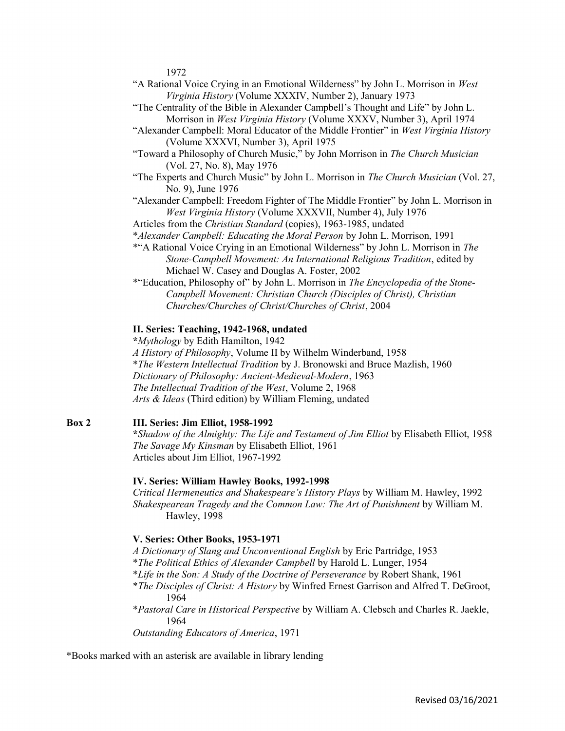1972

"A Rational Voice Crying in an Emotional Wilderness" by John L. Morrison in *West Virginia History* (Volume XXXIV, Number 2), January 1973

"The Centrality of the Bible in Alexander Campbell's Thought and Life" by John L. Morrison in *West Virginia History* (Volume XXXV, Number 3), April 1974

"Alexander Campbell: Moral Educator of the Middle Frontier" in *West Virginia History* (Volume XXXVI, Number 3), April 1975

"Toward a Philosophy of Church Music," by John Morrison in *The Church Musician* (Vol. 27, No. 8), May 1976

"The Experts and Church Music" by John L. Morrison in *The Church Musician* (Vol. 27, No. 9), June 1976

"Alexander Campbell: Freedom Fighter of The Middle Frontier" by John L. Morrison in *West Virginia History* (Volume XXXVII, Number 4), July 1976

Articles from the *Christian Standard* (copies), 1963-1985, undated

*Alexander Campbell: Educating the Moral Person* by John L. Morrison, 1991

*"A Rational Voice Crying in an Emotional Wilderness" by John L. Morrison in *The Stone-Campbell Movement: An International Religious Tradition*, edited by Michael W. Casey and Douglas A. Foster, 2002

*"Education, Philosophy of" by John L. Morrison in *The Encyclopedia of the Stone-Campbell Movement: Christian Church (Disciples of Christ), Christian Churches/Churches of Christ/Churches of Christ*, 2004

**II. Series: Teaching, 1942-1968, undated**

*Mythology* by Edith Hamilton, 1942

*A History of Philosophy*, Volume II by Wilhelm Winderband, 1958

*The Western Intellectual Tradition* by J. Bronowski and Bruce Mazlish, 1960

*Dictionary of Philosophy: Ancient-Medieval-Modern*, 1963

*The Intellectual Tradition of the West*, Volume 2, 1968

*Arts & Ideas* (Third edition) by William Fleming, undated

**Box 2** **III. Series: Jim Elliot, 1958-1992**

*Shadow of the Almighty: The Life and Testament of Jim Elliot* by Elisabeth Elliot, 1958

*The Savage My Kinsman* by Elisabeth Elliot, 1961

Articles about Jim Elliot, 1967-1992

**IV. Series: William Hawley Books, 1992-1998**

*Critical Hermeneutics and Shakespeare's History Plays* by William M. Hawley, 1992

*Shakespearean Tragedy and the Common Law: The Art of Punishment* by William M. Hawley, 1998

**V. Series: Other Books, 1953-1971**

*A Dictionary of Slang and Unconventional English* by Eric Partridge, 1953

*The Political Ethics of Alexander Campbell* by Harold L. Lunger, 1954

*Life in the Son: A Study of the Doctrine of Perseverance* by Robert Shank, 1961

*The Disciples of Christ: A History* by Winfred Ernest Garrison and Alfred T. DeGroot, 1964

*Pastoral Care in Historical Perspective* by William A. Clebsch and Charles R. Jaekle, 1964

*Outstanding Educators of America*, 1971

*Books marked with an asterisk are available in library lending

Revised 03/16/2021